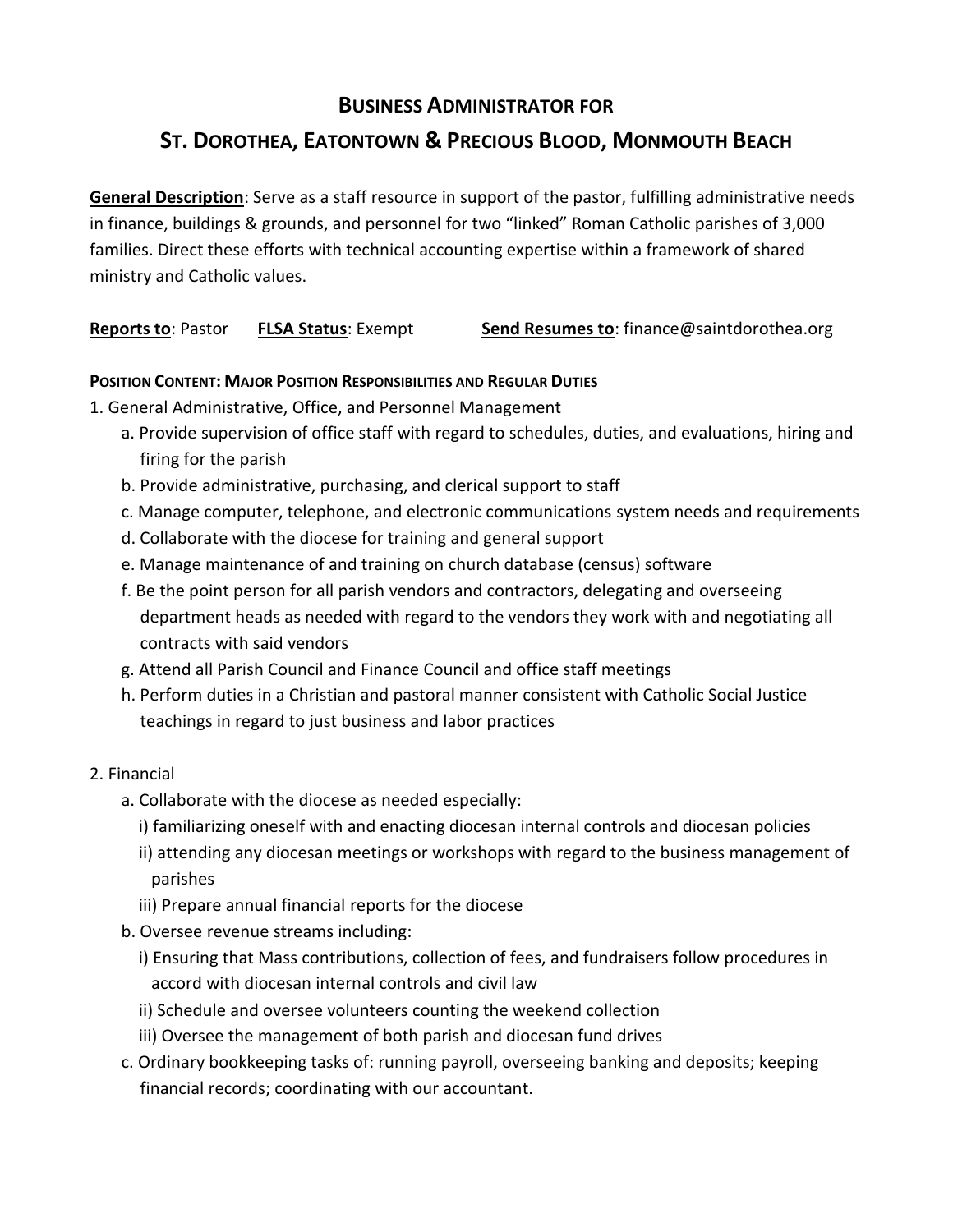# Business Administrator for
# St. Dorothea, Eatontown & Precious Blood, Monmouth Beach

**General Description**: Serve as a staff resource in support of the pastor, fulfilling administrative needs in finance, buildings & grounds, and personnel for two "linked" Roman Catholic parishes of 3,000 families. Direct these efforts with technical accounting expertise within a framework of shared ministry and Catholic values.

**Reports to**: Pastor **FLSA Status**: Exempt **Send Resumes to**: finance@saintdorothea.org

**Position Content: Major Position Responsibilities and Regular Duties**

1. General Administrative, Office, and Personnel Management
   a. Provide supervision of office staff with regard to schedules, duties, and evaluations, hiring and firing for the parish
   b. Provide administrative, purchasing, and clerical support to staff
   c. Manage computer, telephone, and electronic communications system needs and requirements
   d. Collaborate with the diocese for training and general support
   e. Manage maintenance of and training on church database (census) software
   f. Be the point person for all parish vendors and contractors, delegating and overseeing department heads as needed with regard to the vendors they work with and negotiating all contracts with said vendors
   g. Attend all Parish Council and Finance Council and office staff meetings
   h. Perform duties in a Christian and pastoral manner consistent with Catholic Social Justice teachings in regard to just business and labor practices

2. Financial
   a. Collaborate with the diocese as needed especially:
      i) familiarizing oneself with and enacting diocesan internal controls and diocesan policies
      ii) attending any diocesan meetings or workshops with regard to the business management of parishes
      iii) Prepare annual financial reports for the diocese
   b. Oversee revenue streams including:
      i) Ensuring that Mass contributions, collection of fees, and fundraisers follow procedures in accord with diocesan internal controls and civil law
      ii) Schedule and oversee volunteers counting the weekend collection
      iii) Oversee the management of both parish and diocesan fund drives
   c. Ordinary bookkeeping tasks of: running payroll, overseeing banking and deposits; keeping financial records; coordinating with our accountant.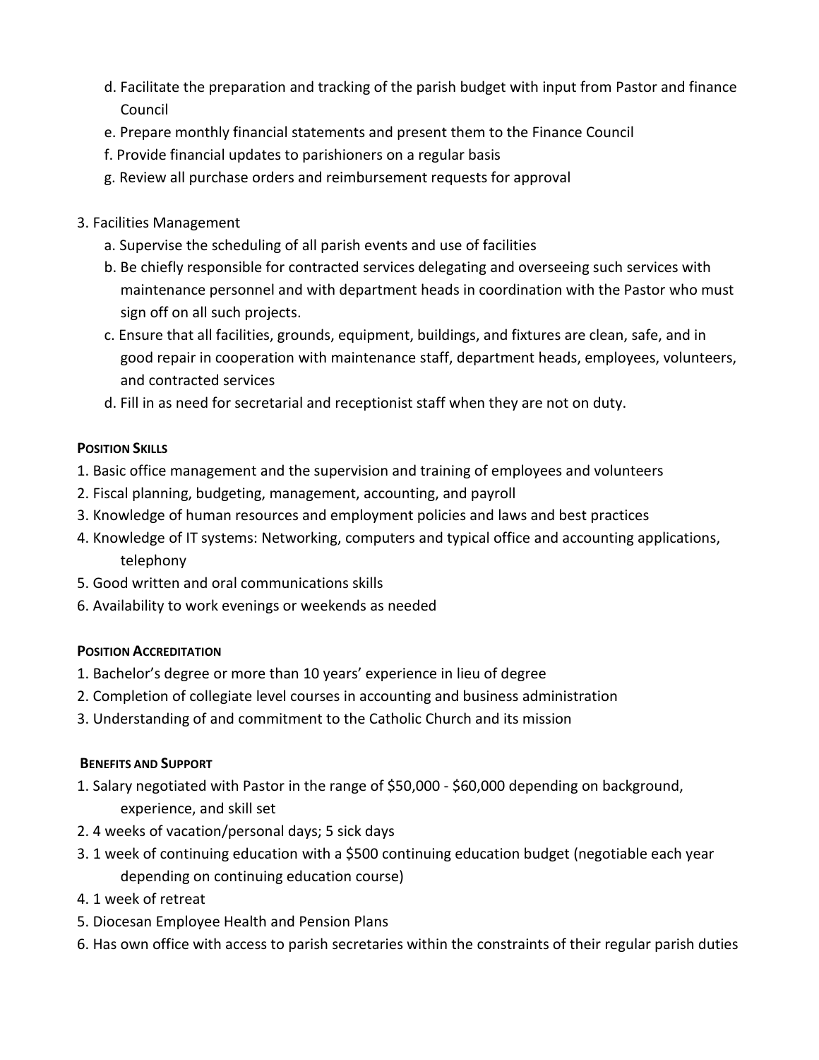d. Facilitate the preparation and tracking of the parish budget with input from Pastor and finance Council

e. Prepare monthly financial statements and present them to the Finance Council

f. Provide financial updates to parishioners on a regular basis

g. Review all purchase orders and reimbursement requests for approval

3. Facilities Management

   a. Supervise the scheduling of all parish events and use of facilities

   b. Be chiefly responsible for contracted services delegating and overseeing such services with maintenance personnel and with department heads in coordination with the Pastor who must sign off on all such projects.

   c. Ensure that all facilities, grounds, equipment, buildings, and fixtures are clean, safe, and in good repair in cooperation with maintenance staff, department heads, employees, volunteers, and contracted services

   d. Fill in as need for secretarial and receptionist staff when they are not on duty.

**POSITION SKILLS**

1. Basic office management and the supervision and training of employees and volunteers
2. Fiscal planning, budgeting, management, accounting, and payroll
3. Knowledge of human resources and employment policies and laws and best practices
4. Knowledge of IT systems: Networking, computers and typical office and accounting applications, telephony
5. Good written and oral communications skills
6. Availability to work evenings or weekends as needed

**POSITION ACCREDITATION**

1. Bachelor's degree or more than 10 years' experience in lieu of degree
2. Completion of collegiate level courses in accounting and business administration
3. Understanding of and commitment to the Catholic Church and its mission

**BENEFITS AND SUPPORT**

1. Salary negotiated with Pastor in the range of $50,000 - $60,000 depending on background, experience, and skill set
2. 4 weeks of vacation/personal days; 5 sick days
3. 1 week of continuing education with a $500 continuing education budget (negotiable each year depending on continuing education course)
4. 1 week of retreat
5. Diocesan Employee Health and Pension Plans
6. Has own office with access to parish secretaries within the constraints of their regular parish duties